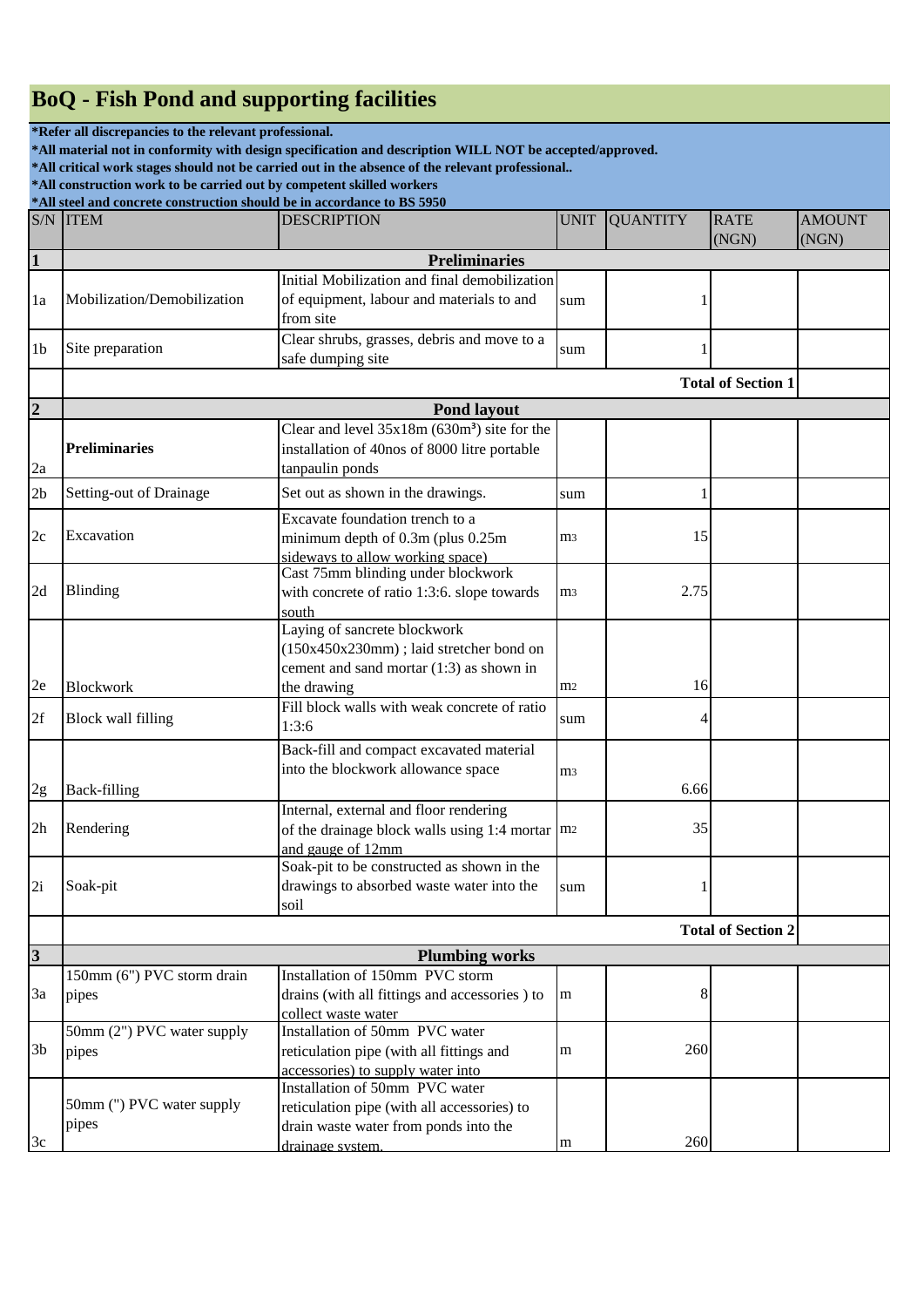# BoQ - Fish Pond and supporting facilities

**\*Refer all discrepancies to the relevant professional.**
**\*All material not in conformity with design specification and description WILL NOT be accepted/approved.**
**\*All critical work stages should not be carried out in the absence of the relevant professional..**
**\*All construction work to be carried out by competent skilled workers**
**\*All steel and concrete construction should be in accordance to BS 5950**

| S/N | ITEM | DESCRIPTION | UNIT | QUANTITY | RATE (NGN) | AMOUNT (NGN) |
|---|---|---|---|---|---|---|
| **1** | **Preliminaries** | | | | | |
| 1a | Mobilization/Demobilization | Initial Mobilization and final demobilization of equipment, labour and materials to and from site | sum | 1 | | |
| 1b | Site preparation | Clear shrubs, grasses, debris and move to a safe dumping site | sum | 1 | | |
| | | | | | **Total of Section 1** | |
| **2** | **Pond layout** | | | | | |
| 2a | **Preliminaries** | Clear and level 35x18m (630m³) site for the installation of 40nos of 8000 litre portable tanpaulin ponds | | | | |
| 2b | Setting-out of Drainage | Set out as shown in the drawings. | sum | 1 | | |
| 2c | Excavation | Excavate foundation trench to a minimum depth of 0.3m (plus 0.25m sideways to allow working space) | m3 | 15 | | |
| 2d | Blinding | Cast 75mm blinding under blockwork with concrete of ratio 1:3:6. slope towards south | m3 | 2.75 | | |
| 2e | Blockwork | Laying of sancrete blockwork (150x450x230mm) ; laid stretcher bond on cement and sand mortar (1:3) as shown in the drawing | m2 | 16 | | |
| 2f | Block wall filling | Fill block walls with weak concrete of ratio 1:3:6 | sum | 4 | | |
| 2g | Back-filling | Back-fill and compact excavated material into the blockwork allowance space | m3 | 6.66 | | |
| 2h | Rendering | Internal, external and floor rendering of the drainage block walls using 1:4 mortar and gauge of 12mm | m2 | 35 | | |
| 2i | Soak-pit | Soak-pit to be constructed as shown in the drawings to absorbed waste water into the soil | sum | 1 | | |
| | | | | | **Total of Section 2** | |
| **3** | **Plumbing works** | | | | | |
| 3a | 150mm (6") PVC storm drain pipes | Installation of 150mm PVC storm drains (with all fittings and accessories ) to collect waste water | m | 8 | | |
| 3b | 50mm (2") PVC water supply pipes | Installation of 50mm PVC water reticulation pipe (with all fittings and accessories) to supply water into | m | 260 | | |
| 3c | 50mm (") PVC water supply pipes | Installation of 50mm PVC water reticulation pipe (with all accessories) to drain waste water from ponds into the drainage system. | m | 260 | | |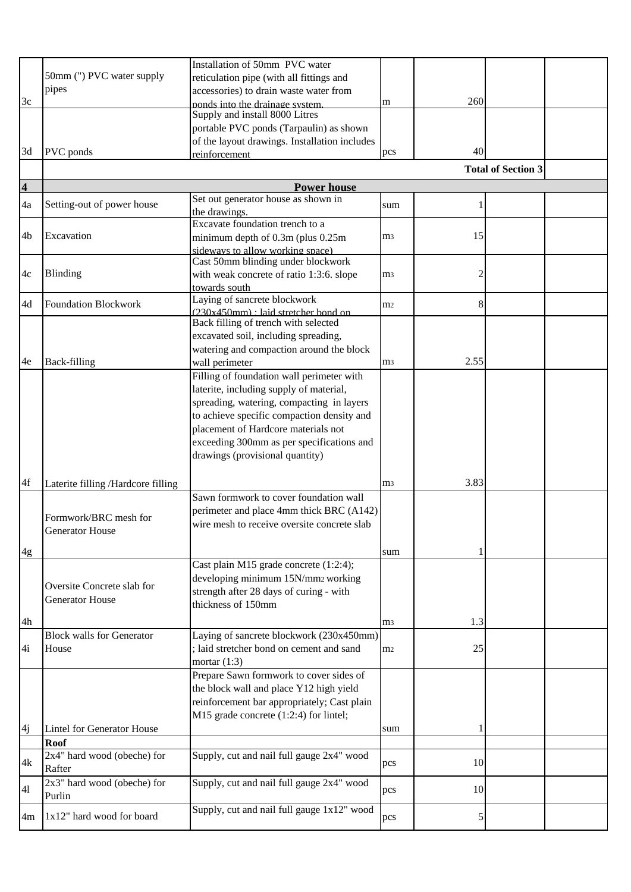| | | | | | | |
|---|---|---|---|---|---|---|
| 3c | 50mm (") PVC water supply pipes | Installation of 50mm PVC water reticulation pipe (with all fittings and accessories) to drain waste water from ponds into the drainage system. | m | 260 | | |
| 3d | PVC ponds | Supply and install 8000 Litres portable PVC ponds (Tarpaulin) as shown of the layout drawings. Installation includes reinforcement | pcs | 40 | | |
| | | | | | **Total of Section 3** | |
| **4** | | **Power house** | | | | |
| 4a | Setting-out of power house | Set out generator house as shown in the drawings. | sum | 1 | | |
| 4b | Excavation | Excavate foundation trench to a minimum depth of 0.3m (plus 0.25m sideways to allow working space) | $m^3$ | 15 | | |
| 4c | Blinding | Cast 50mm blinding under blockwork with weak concrete of ratio 1:3:6. slope towards south | $m^3$ | 2 | | |
| 4d | Foundation Blockwork | Laying of sancrete blockwork (230x450mm) : laid stretcher bond on | $m^2$ | 8 | | |
| 4e | Back-filling | Back filling of trench with selected excavated soil, including spreading, watering and compaction around the block wall perimeter | $m^3$ | 2.55 | | |
| 4f | Laterite filling /Hardcore filling | Filling of foundation wall perimeter with laterite, including supply of material, spreading, watering, compacting in layers to achieve specific compaction density and placement of Hardcore materials not exceeding 300mm as per specifications and drawings (provisional quantity) | $m^3$ | 3.83 | | |
| 4g | Formwork/BRC mesh for Generator House | Sawn formwork to cover foundation wall perimeter and place 4mm thick BRC (A142) wire mesh to receive oversite concrete slab | sum | 1 | | |
| 4h | Oversite Concrete slab for Generator House | Cast plain M15 grade concrete (1:2:4); developing minimum 15N/$mm^2$ working strength after 28 days of curing - with thickness of 150mm | $m^3$ | 1.3 | | |
| 4i | Block walls for Generator House | Laying of sancrete blockwork (230x450mm) ; laid stretcher bond on cement and sand mortar (1:3) | $m^2$ | 25 | | |
| 4j | Lintel for Generator House | Prepare Sawn formwork to cover sides of the block wall and place Y12 high yield reinforcement bar appropriately; Cast plain M15 grade concrete (1:2:4) for lintel; | sum | 1 | | |
| | **Roof** | | | | | |
| 4k | 2x4" hard wood (obeche) for Rafter | Supply, cut and nail full gauge 2x4" wood | pcs | 10 | | |
| 4l | 2x3" hard wood (obeche) for Purlin | Supply, cut and nail full gauge 2x4" wood | pcs | 10 | | |
| 4m | 1x12" hard wood for board | Supply, cut and nail full gauge 1x12" wood | pcs | 5 | | |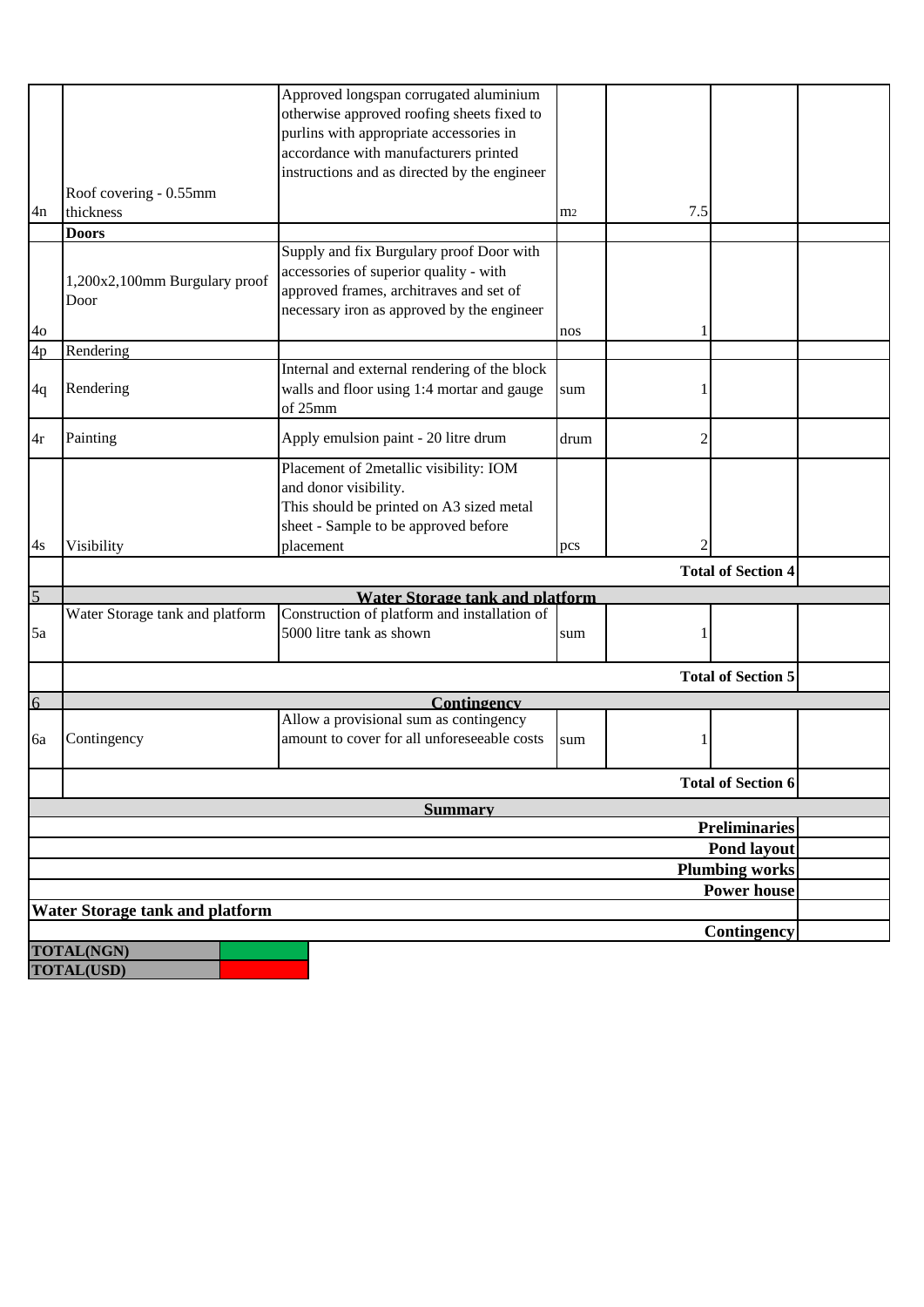| | | | | | | |
|---|---|---|---|---|---|---|
| 4n | Roof covering - 0.55mm thickness | Approved longspan corrugated aluminium otherwise approved roofing sheets fixed to purlins with appropriate accessories in accordance with manufacturers printed instructions and as directed by the engineer | m2 | 7.5 | | |
| | **Doors** | | | | | |
| 4o | 1,200x2,100mm Burgulary proof Door | Supply and fix Burgulary proof Door with accessories of superior quality - with approved frames, architraves and set of necessary iron as approved by the engineer | nos | 1 | | |
| 4p | Rendering | | | | | |
| 4q | Rendering | Internal and external rendering of the block walls and floor using 1:4 mortar and gauge of 25mm | sum | 1 | | |
| 4r | Painting | Apply emulsion paint - 20 litre drum | drum | 2 | | |
| 4s | Visibility | Placement of 2metallic visibility: IOM and donor visibility. This should be printed on A3 sized metal sheet - Sample to be approved before placement | pcs | 2 | | |
| | | | | | **Total of Section 4** | |
| 5 | **Water Storage tank and platform** | | | | | |
| 5a | Water Storage tank and platform | Construction of platform and installation of 5000 litre tank as shown | sum | 1 | | |
| | | | | | **Total of Section 5** | |
| 6 | **Contingency** | | | | | |
| 6a | Contingency | Allow a provisional sum as contingency amount to cover for all unforeseeable costs | sum | 1 | | |
| | | | | | **Total of Section 6** | |

**Summary**

| | |
|---|---|
| **Preliminaries** | |
| **Pond layout** | |
| **Plumbing works** | |
| **Power house** | |
| **Water Storage tank and platform** | |
| **Contingency** | |

| | |
|---|---|
| **TOTAL(NGN)** | |
| **TOTAL(USD)** | |